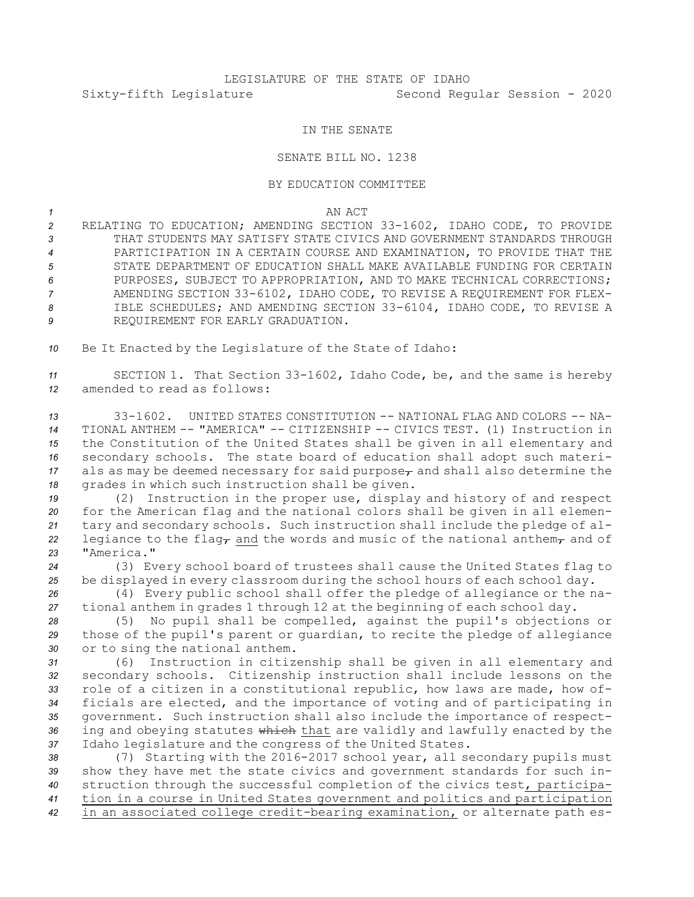LEGISLATURE OF THE STATE OF IDAHO

Sixty-fifth Legislature Second Regular Session - 2020

IN THE SENATE

SENATE BILL NO. 1238

BY EDUCATION COMMITTEE

AN ACT

RELATING TO EDUCATION; AMENDING SECTION 33-1602, IDAHO CODE, TO PROVIDE THAT STUDENTS MAY SATISFY STATE CIVICS AND GOVERNMENT STANDARDS THROUGH PARTICIPATION IN A CERTAIN COURSE AND EXAMINATION, TO PROVIDE THAT THE STATE DEPARTMENT OF EDUCATION SHALL MAKE AVAILABLE FUNDING FOR CERTAIN PURPOSES, SUBJECT TO APPROPRIATION, AND TO MAKE TECHNICAL CORRECTIONS; AMENDING SECTION 33-6102, IDAHO CODE, TO REVISE A REQUIREMENT FOR FLEXIBLE SCHEDULES; AND AMENDING SECTION 33-6104, IDAHO CODE, TO REVISE A REQUIREMENT FOR EARLY GRADUATION.

Be It Enacted by the Legislature of the State of Idaho:

SECTION 1. That Section 33-1602, Idaho Code, be, and the same is hereby amended to read as follows:

33-1602. UNITED STATES CONSTITUTION -- NATIONAL FLAG AND COLORS -- NATIONAL ANTHEM -- "AMERICA" -- CITIZENSHIP -- CIVICS TEST. (1) Instruction in the Constitution of the United States shall be given in all elementary and secondary schools. The state board of education shall adopt such materials as may be deemed necessary for said purpose~~,~~ and shall also determine the grades in which such instruction shall be given.

(2) Instruction in the proper use, display and history of and respect for the American flag and the national colors shall be given in all elementary and secondary schools. Such instruction shall include the pledge of allegiance to the flag~~,~~ and the words and music of the national anthem~~,~~ and of "America."

(3) Every school board of trustees shall cause the United States flag to be displayed in every classroom during the school hours of each school day.

(4) Every public school shall offer the pledge of allegiance or the national anthem in grades 1 through 12 at the beginning of each school day.

(5) No pupil shall be compelled, against the pupil's objections or those of the pupil's parent or guardian, to recite the pledge of allegiance or to sing the national anthem.

(6) Instruction in citizenship shall be given in all elementary and secondary schools. Citizenship instruction shall include lessons on the role of a citizen in a constitutional republic, how laws are made, how officials are elected, and the importance of voting and of participating in government. Such instruction shall also include the importance of respecting and obeying statutes ~~which~~ <u>that</u> are validly and lawfully enacted by the Idaho legislature and the congress of the United States.

(7) Starting with the 2016-2017 school year, all secondary pupils must show they have met the state civics and government standards for such instruction through the successful completion of the civics test<u>, participation in a course in United States government and politics and participation in an associated college credit-bearing examination,</u> or alternate path es-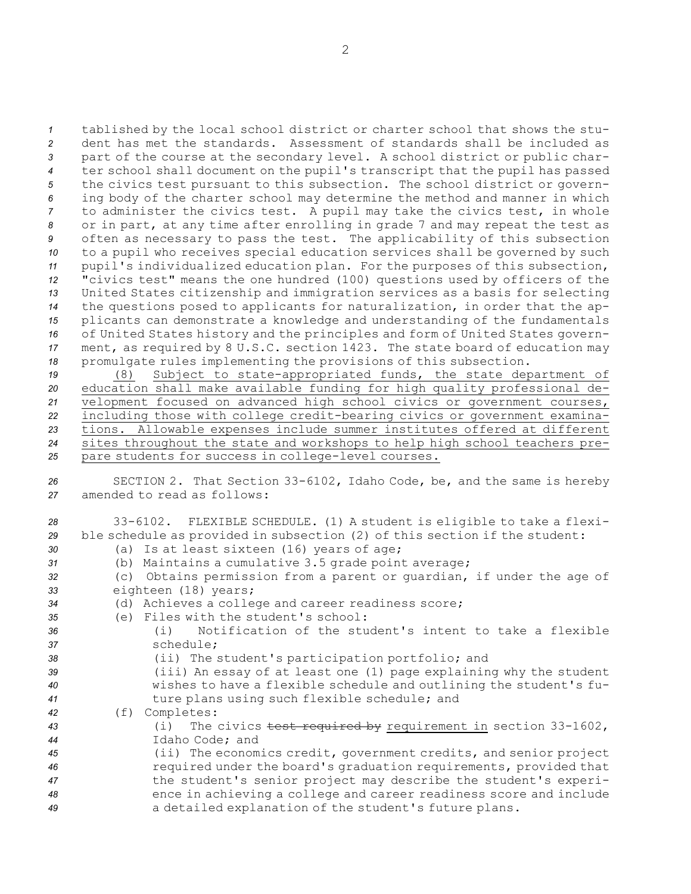tablished by the local school district or charter school that shows the student has met the standards. Assessment of standards shall be included as part of the course at the secondary level. A school district or public charter school shall document on the pupil's transcript that the pupil has passed the civics test pursuant to this subsection. The school district or governing body of the charter school may determine the method and manner in which to administer the civics test. A pupil may take the civics test, in whole or in part, at any time after enrolling in grade 7 and may repeat the test as often as necessary to pass the test. The applicability of this subsection to a pupil who receives special education services shall be governed by such pupil's individualized education plan. For the purposes of this subsection, "civics test" means the one hundred (100) questions used by officers of the United States citizenship and immigration services as a basis for selecting the questions posed to applicants for naturalization, in order that the applicants can demonstrate a knowledge and understanding of the fundamentals of United States history and the principles and form of United States government, as required by 8 U.S.C. section 1423. The state board of education may promulgate rules implementing the provisions of this subsection.

<u>(8) Subject to state-appropriated funds, the state department of education shall make available funding for high quality professional development focused on advanced high school civics or government courses, including those with college credit-bearing civics or government examinations. Allowable expenses include summer institutes offered at different sites throughout the state and workshops to help high school teachers prepare students for success in college-level courses.</u>

SECTION 2. That Section 33-6102, Idaho Code, be, and the same is hereby amended to read as follows:

33-6102. FLEXIBLE SCHEDULE. (1) A student is eligible to take a flexible schedule as provided in subsection (2) of this section if the student:

(a) Is at least sixteen (16) years of age;

(b) Maintains a cumulative 3.5 grade point average;

(c) Obtains permission from a parent or guardian, if under the age of eighteen (18) years;

(d) Achieves a college and career readiness score;

(e) Files with the student's school:

(i) Notification of the student's intent to take a flexible schedule;

(ii) The student's participation portfolio; and

(iii) An essay of at least one (1) page explaining why the student wishes to have a flexible schedule and outlining the student's future plans using such flexible schedule; and

(f) Completes:

(i) The civics ~~test required by~~ <u>requirement in</u> section 33-1602, Idaho Code; and

(ii) The economics credit, government credits, and senior project required under the board's graduation requirements, provided that the student's senior project may describe the student's experience in achieving a college and career readiness score and include a detailed explanation of the student's future plans.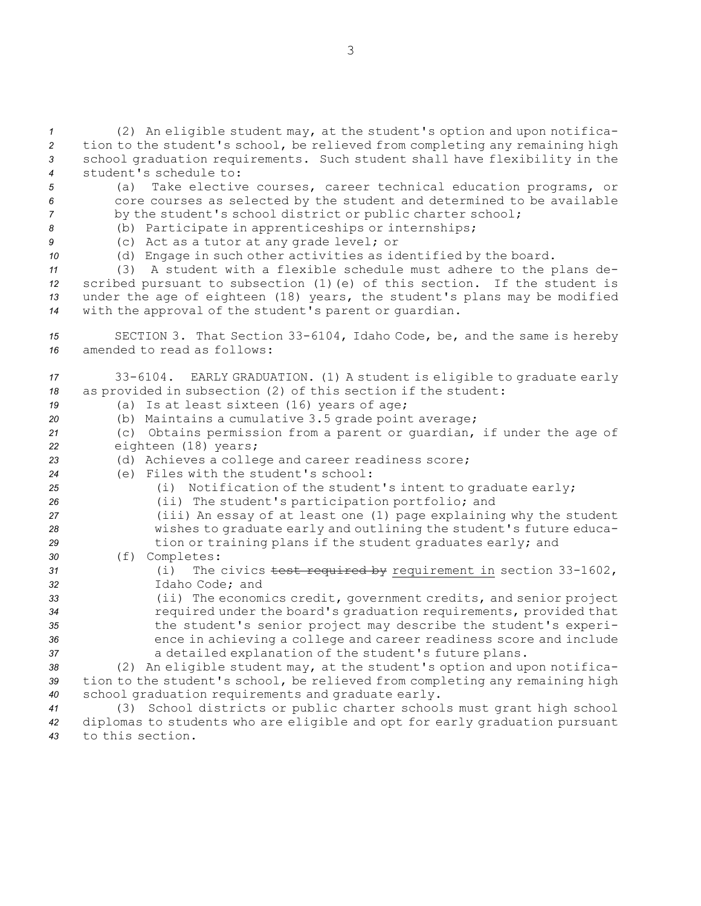(2) An eligible student may, at the student's option and upon notification to the student's school, be relieved from completing any remaining high school graduation requirements. Such student shall have flexibility in the student's schedule to:

(a) Take elective courses, career technical education programs, or core courses as selected by the student and determined to be available by the student's school district or public charter school;

(b) Participate in apprenticeships or internships;

(c) Act as a tutor at any grade level; or

(d) Engage in such other activities as identified by the board.

(3) A student with a flexible schedule must adhere to the plans described pursuant to subsection (1)(e) of this section. If the student is under the age of eighteen (18) years, the student's plans may be modified with the approval of the student's parent or guardian.

SECTION 3. That Section 33-6104, Idaho Code, be, and the same is hereby amended to read as follows:

33-6104. EARLY GRADUATION. (1) A student is eligible to graduate early as provided in subsection (2) of this section if the student:

(a) Is at least sixteen (16) years of age;

(b) Maintains a cumulative 3.5 grade point average;

(c) Obtains permission from a parent or guardian, if under the age of eighteen (18) years;

(d) Achieves a college and career readiness score;

(e) Files with the student's school:

(i) Notification of the student's intent to graduate early;

(ii) The student's participation portfolio; and

(iii) An essay of at least one (1) page explaining why the student wishes to graduate early and outlining the student's future education or training plans if the student graduates early; and

(f) Completes:

(i) The civics ~~test required by~~ requirement in section 33-1602, Idaho Code; and

(ii) The economics credit, government credits, and senior project required under the board's graduation requirements, provided that the student's senior project may describe the student's experience in achieving a college and career readiness score and include a detailed explanation of the student's future plans.

(2) An eligible student may, at the student's option and upon notification to the student's school, be relieved from completing any remaining high school graduation requirements and graduate early.

(3) School districts or public charter schools must grant high school diplomas to students who are eligible and opt for early graduation pursuant to this section.